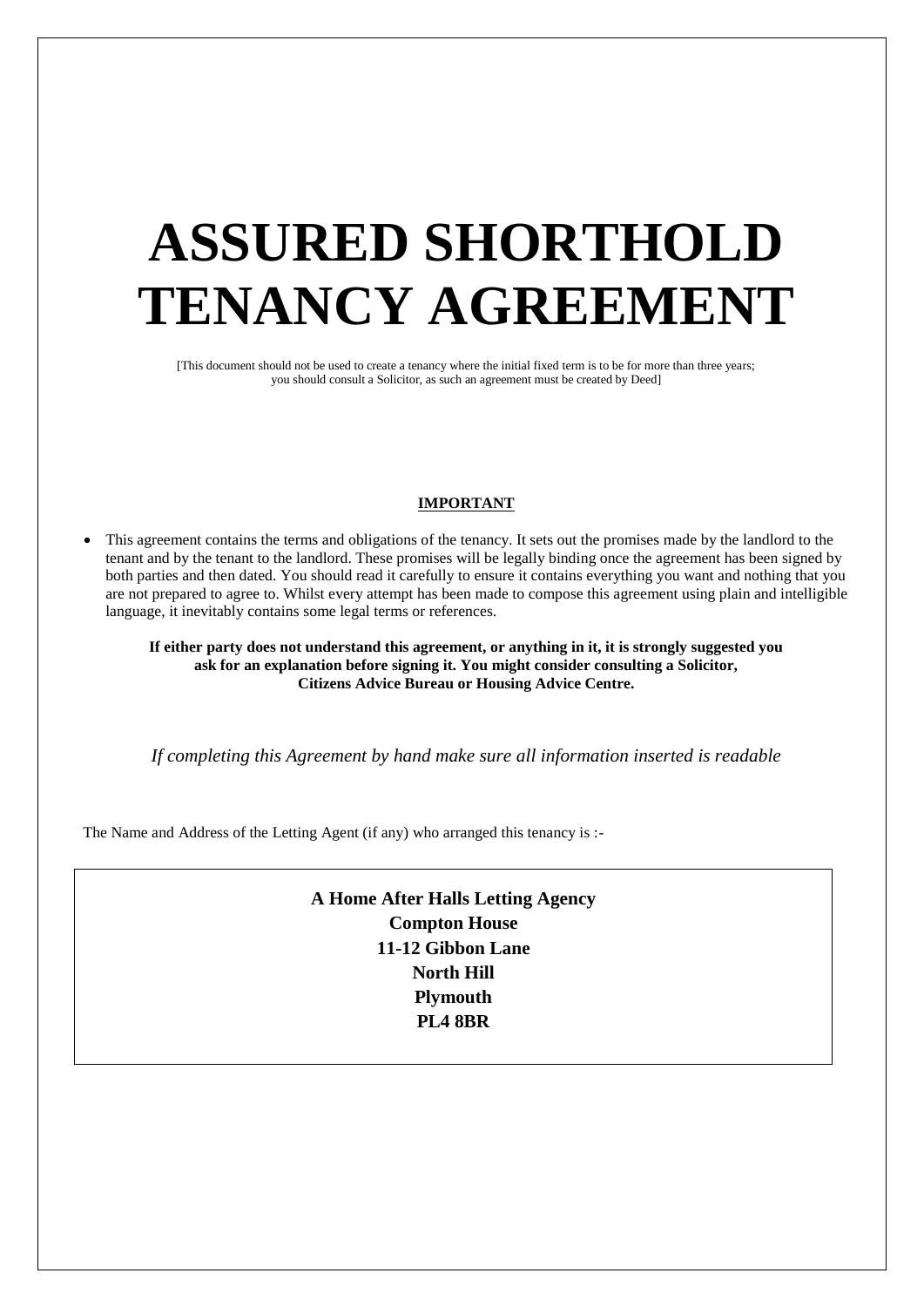# ASSURED SHORTHOLD TENANCY AGREEMENT

[This document should not be used to create a tenancy where the initial fixed term is to be for more than three years; you should consult a Solicitor, as such an agreement must be created by Deed]

**IMPORTANT**

- This agreement contains the terms and obligations of the tenancy. It sets out the promises made by the landlord to the tenant and by the tenant to the landlord. These promises will be legally binding once the agreement has been signed by both parties and then dated. You should read it carefully to ensure it contains everything you want and nothing that you are not prepared to agree to. Whilst every attempt has been made to compose this agreement using plain and intelligible language, it inevitably contains some legal terms or references.

**If either party does not understand this agreement, or anything in it, it is strongly suggested you ask for an explanation before signing it. You might consider consulting a Solicitor, Citizens Advice Bureau or Housing Advice Centre.**

*If completing this Agreement by hand make sure all information inserted is readable*

The Name and Address of the Letting Agent (if any) who arranged this tenancy is :-

**A Home After Halls Letting Agency**
**Compton House**
**11-12 Gibbon Lane**
**North Hill**
**Plymouth**
**PL4 8BR**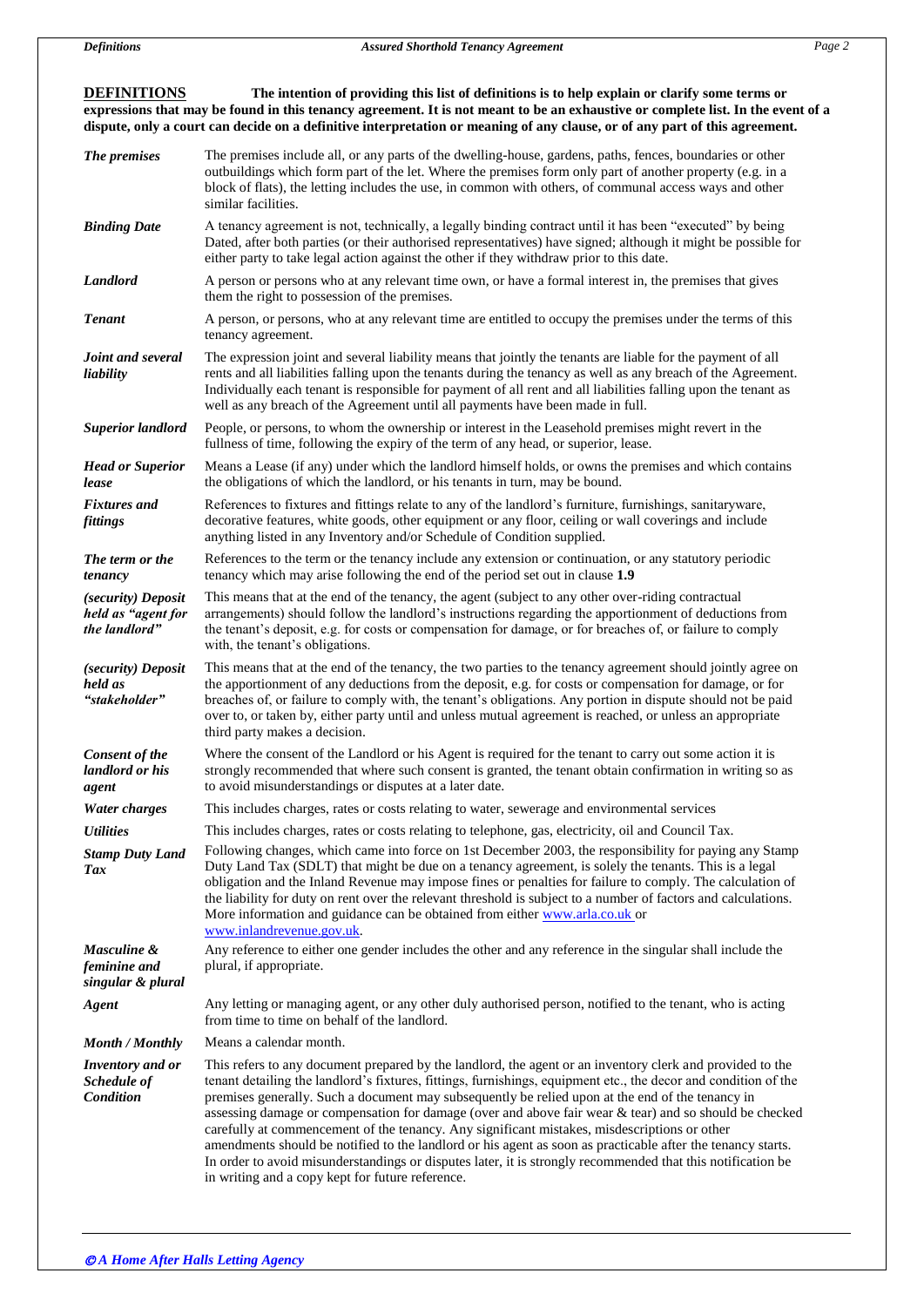## DEFINITIONS

**The intention of providing this list of definitions is to help explain or clarify some terms or expressions that may be found in this tenancy agreement. It is not meant to be an exhaustive or complete list. In the event of a dispute, only a court can decide on a definitive interpretation or meaning of any clause, or of any part of this agreement.**

| | |
|---|---|
| ***The premises*** | The premises include all, or any parts of the dwelling-house, gardens, paths, fences, boundaries or other outbuildings which form part of the let. Where the premises form only part of another property (e.g. in a block of flats), the letting includes the use, in common with others, of communal access ways and other similar facilities. |
| ***Binding Date*** | A tenancy agreement is not, technically, a legally binding contract until it has been "executed" by being Dated, after both parties (or their authorised representatives) have signed; although it might be possible for either party to take legal action against the other if they withdraw prior to this date. |
| ***Landlord*** | A person or persons who at any relevant time own, or have a formal interest in, the premises that gives them the right to possession of the premises. |
| ***Tenant*** | A person, or persons, who at any relevant time are entitled to occupy the premises under the terms of this tenancy agreement. |
| ***Joint and several liability*** | The expression joint and several liability means that jointly the tenants are liable for the payment of all rents and all liabilities falling upon the tenants during the tenancy as well as any breach of the Agreement. Individually each tenant is responsible for payment of all rent and all liabilities falling upon the tenant as well as any breach of the Agreement until all payments have been made in full. |
| ***Superior landlord*** | People, or persons, to whom the ownership or interest in the Leasehold premises might revert in the fullness of time, following the expiry of the term of any head, or superior, lease. |
| ***Head or Superior lease*** | Means a Lease (if any) under which the landlord himself holds, or owns the premises and which contains the obligations of which the landlord, or his tenants in turn, may be bound. |
| ***Fixtures and fittings*** | References to fixtures and fittings relate to any of the landlord's furniture, furnishings, sanitaryware, decorative features, white goods, other equipment or any floor, ceiling or wall coverings and include anything listed in any Inventory and/or Schedule of Condition supplied. |
| ***The term or the tenancy*** | References to the term or the tenancy include any extension or continuation, or any statutory periodic tenancy which may arise following the end of the period set out in clause **1.9** |
| ***(security) Deposit held as "agent for the landlord"*** | This means that at the end of the tenancy, the agent (subject to any other over-riding contractual arrangements) should follow the landlord's instructions regarding the apportionment of deductions from the tenant's deposit, e.g. for costs or compensation for damage, or for breaches of, or failure to comply with, the tenant's obligations. |
| ***(security) Deposit held as "stakeholder"*** | This means that at the end of the tenancy, the two parties to the tenancy agreement should jointly agree on the apportionment of any deductions from the deposit, e.g. for costs or compensation for damage, or for breaches of, or failure to comply with, the tenant's obligations. Any portion in dispute should not be paid over to, or taken by, either party until and unless mutual agreement is reached, or unless an appropriate third party makes a decision. |
| ***Consent of the landlord or his agent*** | Where the consent of the Landlord or his Agent is required for the tenant to carry out some action it is strongly recommended that where such consent is granted, the tenant obtain confirmation in writing so as to avoid misunderstandings or disputes at a later date. |
| ***Water charges*** | This includes charges, rates or costs relating to water, sewerage and environmental services |
| ***Utilities*** | This includes charges, rates or costs relating to telephone, gas, electricity, oil and Council Tax. |
| ***Stamp Duty Land Tax*** | Following changes, which came into force on 1st December 2003, the responsibility for paying any Stamp Duty Land Tax (SDLT) that might be due on a tenancy agreement, is solely the tenants. This is a legal obligation and the Inland Revenue may impose fines or penalties for failure to comply. The calculation of the liability for duty on rent over the relevant threshold is subject to a number of factors and calculations. More information and guidance can be obtained from either www.arla.co.uk or www.inlandrevenue.gov.uk. |
| ***Masculine & feminine and singular & plural*** | Any reference to either one gender includes the other and any reference in the singular shall include the plural, if appropriate. |
| ***Agent*** | Any letting or managing agent, or any other duly authorised person, notified to the tenant, who is acting from time to time on behalf of the landlord. |
| ***Month / Monthly*** | Means a calendar month. |
| ***Inventory and or Schedule of Condition*** | This refers to any document prepared by the landlord, the agent or an inventory clerk and provided to the tenant detailing the landlord's fixtures, fittings, furnishings, equipment etc., the decor and condition of the premises generally. Such a document may subsequently be relied upon at the end of the tenancy in assessing damage or compensation for damage (over and above fair wear & tear) and so should be checked carefully at commencement of the tenancy. Any significant mistakes, misdescriptions or other amendments should be notified to the landlord or his agent as soon as practicable after the tenancy starts. In order to avoid misunderstandings or disputes later, it is strongly recommended that this notification be in writing and a copy kept for future reference. |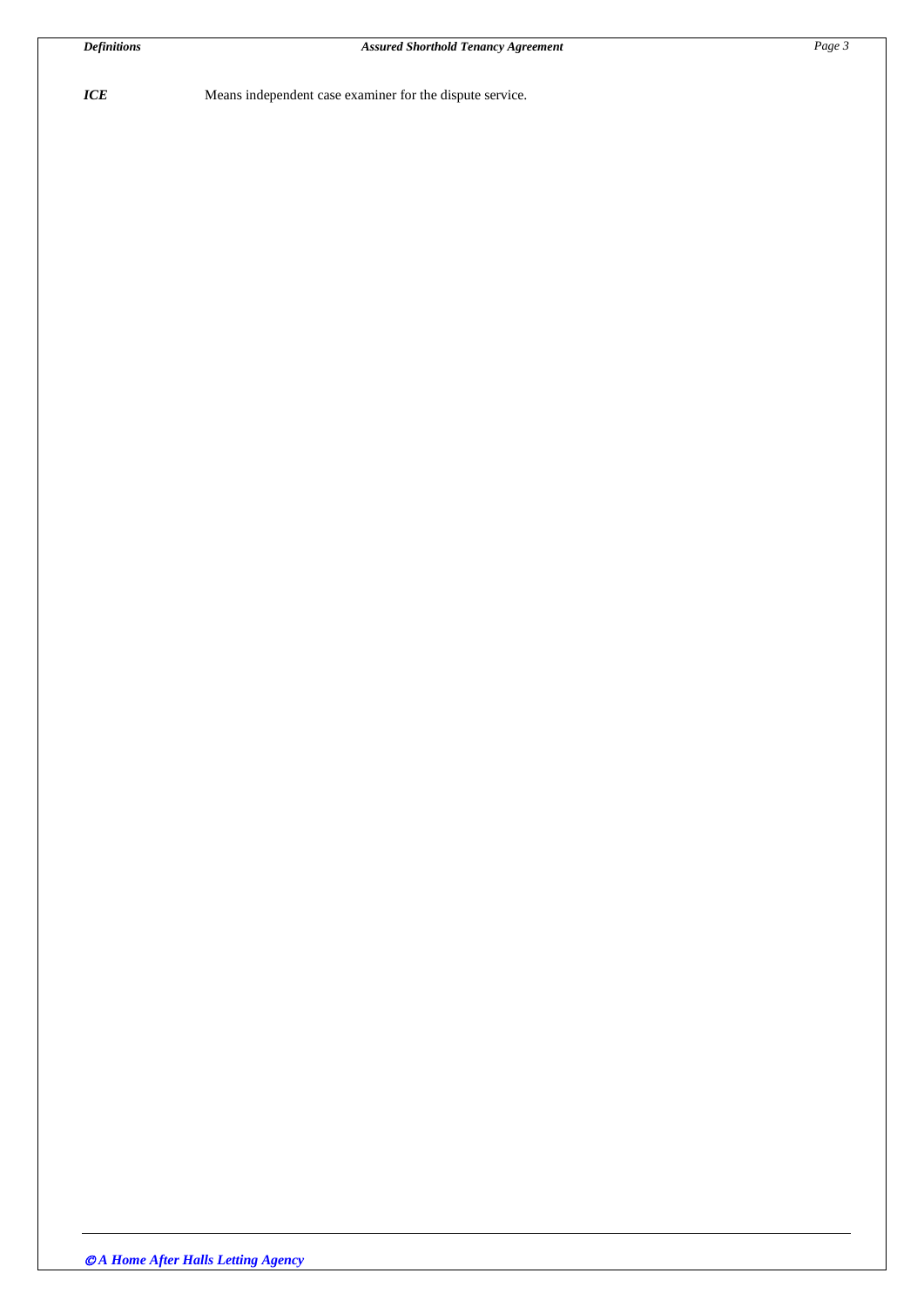***ICE*** Means independent case examiner for the dispute service.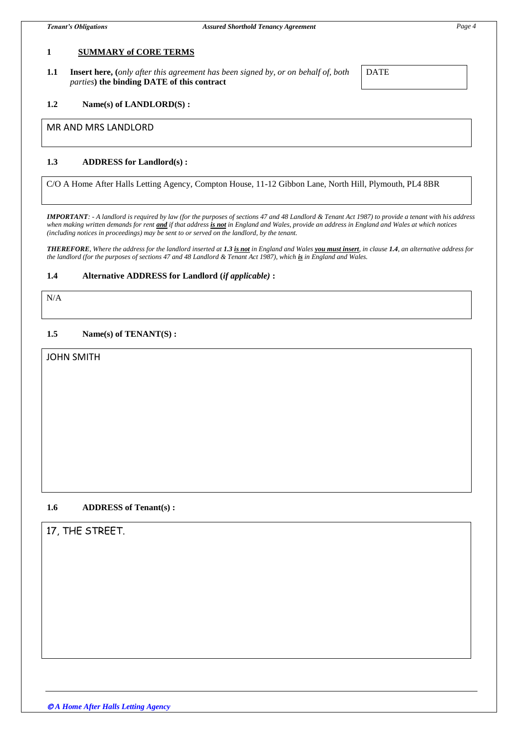## 1 SUMMARY of CORE TERMS

**1.1 Insert here, (***only after this agreement has been signed by, or on behalf of, both parties***) the binding DATE of this contract**

DATE

**1.2 Name(s) of LANDLORD(S) :**

MR AND MRS LANDLORD

**1.3 ADDRESS for Landlord(s) :**

C/O A Home After Halls Letting Agency, Compton House, 11-12 Gibbon Lane, North Hill, Plymouth, PL4 8BR

***IMPORTANT****: - A landlord is required by law (for the purposes of sections 47 and 48 Landlord & Tenant Act 1987) to provide a tenant with his address when making written demands for rent* ***and*** *if that address* ***is not*** *in England and Wales, provide an address in England and Wales at which notices (including notices in proceedings) may be sent to or served on the landlord, by the tenant.*

***THEREFORE****, Where the address for the landlord inserted at* ***1.3 is not*** *in England and Wales* ***you must insert****, in clause* ***1.4****, an alternative address for the landlord (for the purposes of sections 47 and 48 Landlord & Tenant Act 1987), which* ***is*** *in England and Wales.*

**1.4 Alternative ADDRESS for Landlord (***if applicable)* **:**

N/A

**1.5 Name(s) of TENANT(S) :**

JOHN SMITH

**1.6 ADDRESS of Tenant(s) :**

17, THE STREET.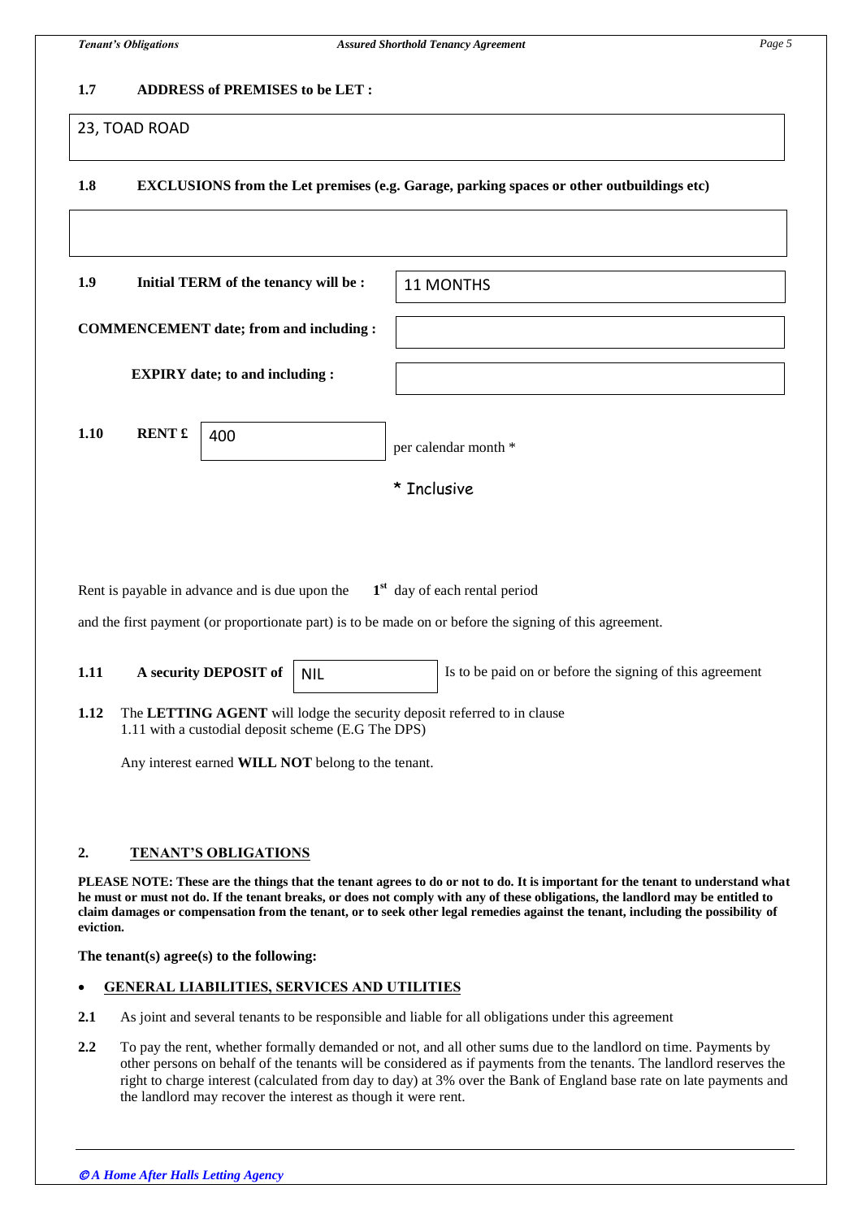**1.7 ADDRESS of PREMISES to be LET :**

23, TOAD ROAD

**1.8 EXCLUSIONS from the Let premises (e.g. Garage, parking spaces or other outbuildings etc)**

**1.9 Initial TERM of the tenancy will be :** 11 MONTHS

**COMMENCEMENT date; from and including :**

**EXPIRY date; to and including :**

**1.10 RENT £** 400 per calendar month *

\* Inclusive

Rent is payable in advance and is due upon the 1st day of each rental period

and the first payment (or proportionate part) is to be made on or before the signing of this agreement.

**1.11 A security DEPOSIT of** NIL Is to be paid on or before the signing of this agreement

**1.12** The **LETTING AGENT** will lodge the security deposit referred to in clause 1.11 with a custodial deposit scheme (E.G The DPS)

Any interest earned **WILL NOT** belong to the tenant.

## 2. TENANT'S OBLIGATIONS

**PLEASE NOTE: These are the things that the tenant agrees to do or not to do. It is important for the tenant to understand what he must or must not do. If the tenant breaks, or does not comply with any of these obligations, the landlord may be entitled to claim damages or compensation from the tenant, or to seek other legal remedies against the tenant, including the possibility of eviction.**

**The tenant(s) agree(s) to the following:**

- **GENERAL LIABILITIES, SERVICES AND UTILITIES**

**2.1** As joint and several tenants to be responsible and liable for all obligations under this agreement

**2.2** To pay the rent, whether formally demanded or not, and all other sums due to the landlord on time. Payments by other persons on behalf of the tenants will be considered as if payments from the tenants. The landlord reserves the right to charge interest (calculated from day to day) at 3% over the Bank of England base rate on late payments and the landlord may recover the interest as though it were rent.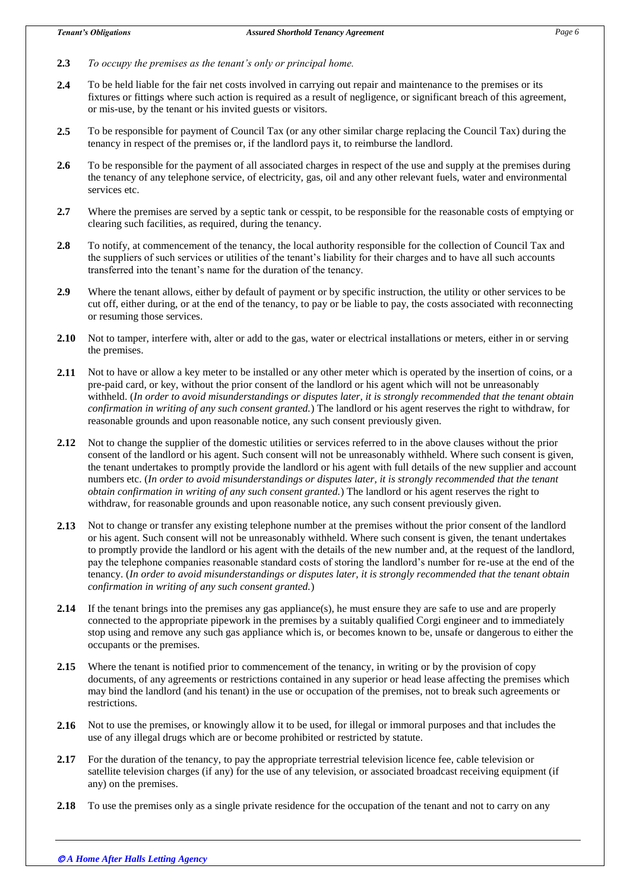**2.3** *To occupy the premises as the tenant's only or principal home.*

**2.4** To be held liable for the fair net costs involved in carrying out repair and maintenance to the premises or its fixtures or fittings where such action is required as a result of negligence, or significant breach of this agreement, or mis-use, by the tenant or his invited guests or visitors.

**2.5** To be responsible for payment of Council Tax (or any other similar charge replacing the Council Tax) during the tenancy in respect of the premises or, if the landlord pays it, to reimburse the landlord.

**2.6** To be responsible for the payment of all associated charges in respect of the use and supply at the premises during the tenancy of any telephone service, of electricity, gas, oil and any other relevant fuels, water and environmental services etc.

**2.7** Where the premises are served by a septic tank or cesspit, to be responsible for the reasonable costs of emptying or clearing such facilities, as required, during the tenancy.

**2.8** To notify, at commencement of the tenancy, the local authority responsible for the collection of Council Tax and the suppliers of such services or utilities of the tenant's liability for their charges and to have all such accounts transferred into the tenant's name for the duration of the tenancy.

**2.9** Where the tenant allows, either by default of payment or by specific instruction, the utility or other services to be cut off, either during, or at the end of the tenancy, to pay or be liable to pay, the costs associated with reconnecting or resuming those services.

**2.10** Not to tamper, interfere with, alter or add to the gas, water or electrical installations or meters, either in or serving the premises.

**2.11** Not to have or allow a key meter to be installed or any other meter which is operated by the insertion of coins, or a pre-paid card, or key, without the prior consent of the landlord or his agent which will not be unreasonably withheld. (*In order to avoid misunderstandings or disputes later, it is strongly recommended that the tenant obtain confirmation in writing of any such consent granted.*) The landlord or his agent reserves the right to withdraw, for reasonable grounds and upon reasonable notice, any such consent previously given.

**2.12** Not to change the supplier of the domestic utilities or services referred to in the above clauses without the prior consent of the landlord or his agent. Such consent will not be unreasonably withheld. Where such consent is given, the tenant undertakes to promptly provide the landlord or his agent with full details of the new supplier and account numbers etc. (*In order to avoid misunderstandings or disputes later, it is strongly recommended that the tenant obtain confirmation in writing of any such consent granted.*) The landlord or his agent reserves the right to withdraw, for reasonable grounds and upon reasonable notice, any such consent previously given.

**2.13** Not to change or transfer any existing telephone number at the premises without the prior consent of the landlord or his agent. Such consent will not be unreasonably withheld. Where such consent is given, the tenant undertakes to promptly provide the landlord or his agent with the details of the new number and, at the request of the landlord, pay the telephone companies reasonable standard costs of storing the landlord's number for re-use at the end of the tenancy. (*In order to avoid misunderstandings or disputes later, it is strongly recommended that the tenant obtain confirmation in writing of any such consent granted.*)

**2.14** If the tenant brings into the premises any gas appliance(s), he must ensure they are safe to use and are properly connected to the appropriate pipework in the premises by a suitably qualified Corgi engineer and to immediately stop using and remove any such gas appliance which is, or becomes known to be, unsafe or dangerous to either the occupants or the premises.

**2.15** Where the tenant is notified prior to commencement of the tenancy, in writing or by the provision of copy documents, of any agreements or restrictions contained in any superior or head lease affecting the premises which may bind the landlord (and his tenant) in the use or occupation of the premises, not to break such agreements or restrictions.

**2.16** Not to use the premises, or knowingly allow it to be used, for illegal or immoral purposes and that includes the use of any illegal drugs which are or become prohibited or restricted by statute.

**2.17** For the duration of the tenancy, to pay the appropriate terrestrial television licence fee, cable television or satellite television charges (if any) for the use of any television, or associated broadcast receiving equipment (if any) on the premises.

**2.18** To use the premises only as a single private residence for the occupation of the tenant and not to carry on any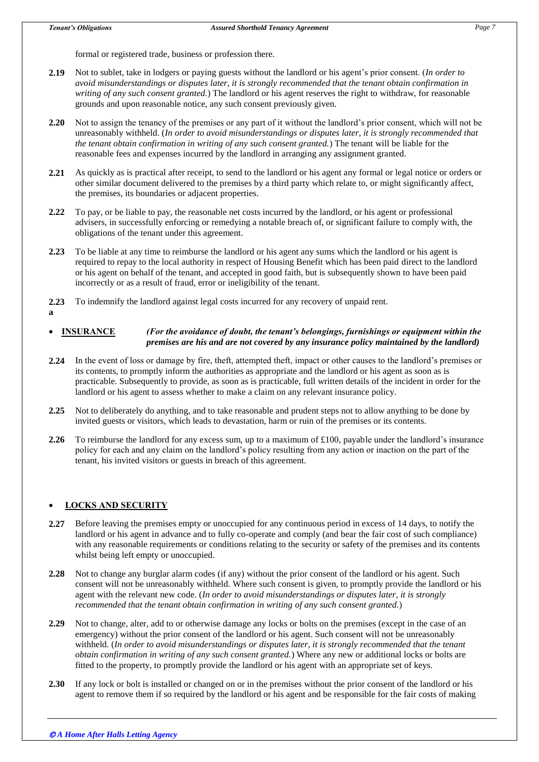formal or registered trade, business or profession there.

**2.19** Not to sublet, take in lodgers or paying guests without the landlord or his agent's prior consent. (*In order to avoid misunderstandings or disputes later, it is strongly recommended that the tenant obtain confirmation in writing of any such consent granted.*) The landlord or his agent reserves the right to withdraw, for reasonable grounds and upon reasonable notice, any such consent previously given.

**2.20** Not to assign the tenancy of the premises or any part of it without the landlord's prior consent, which will not be unreasonably withheld. (*In order to avoid misunderstandings or disputes later, it is strongly recommended that the tenant obtain confirmation in writing of any such consent granted.*) The tenant will be liable for the reasonable fees and expenses incurred by the landlord in arranging any assignment granted.

**2.21** As quickly as is practical after receipt, to send to the landlord or his agent any formal or legal notice or orders or other similar document delivered to the premises by a third party which relate to, or might significantly affect, the premises, its boundaries or adjacent properties.

**2.22** To pay, or be liable to pay, the reasonable net costs incurred by the landlord, or his agent or professional advisers, in successfully enforcing or remedying a notable breach of, or significant failure to comply with, the obligations of the tenant under this agreement.

**2.23** To be liable at any time to reimburse the landlord or his agent any sums which the landlord or his agent is required to repay to the local authority in respect of Housing Benefit which has been paid direct to the landlord or his agent on behalf of the tenant, and accepted in good faith, but is subsequently shown to have been paid incorrectly or as a result of fraud, error or ineligibility of the tenant.

**2.23 a** To indemnify the landlord against legal costs incurred for any recovery of unpaid rent.

- **INSURANCE** ***(For the avoidance of doubt, the tenant's belongings, furnishings or equipment within the premises are his and are not covered by any insurance policy maintained by the landlord)***

**2.24** In the event of loss or damage by fire, theft, attempted theft, impact or other causes to the landlord's premises or its contents, to promptly inform the authorities as appropriate and the landlord or his agent as soon as is practicable. Subsequently to provide, as soon as is practicable, full written details of the incident in order for the landlord or his agent to assess whether to make a claim on any relevant insurance policy.

**2.25** Not to deliberately do anything, and to take reasonable and prudent steps not to allow anything to be done by invited guests or visitors, which leads to devastation, harm or ruin of the premises or its contents.

**2.26** To reimburse the landlord for any excess sum, up to a maximum of £100, payable under the landlord's insurance policy for each and any claim on the landlord's policy resulting from any action or inaction on the part of the tenant, his invited visitors or guests in breach of this agreement.

- **LOCKS AND SECURITY**

**2.27** Before leaving the premises empty or unoccupied for any continuous period in excess of 14 days, to notify the landlord or his agent in advance and to fully co-operate and comply (and bear the fair cost of such compliance) with any reasonable requirements or conditions relating to the security or safety of the premises and its contents whilst being left empty or unoccupied.

**2.28** Not to change any burglar alarm codes (if any) without the prior consent of the landlord or his agent. Such consent will not be unreasonably withheld. Where such consent is given, to promptly provide the landlord or his agent with the relevant new code. (*In order to avoid misunderstandings or disputes later, it is strongly recommended that the tenant obtain confirmation in writing of any such consent granted.*)

**2.29** Not to change, alter, add to or otherwise damage any locks or bolts on the premises (except in the case of an emergency) without the prior consent of the landlord or his agent. Such consent will not be unreasonably withheld. (*In order to avoid misunderstandings or disputes later, it is strongly recommended that the tenant obtain confirmation in writing of any such consent granted.*) Where any new or additional locks or bolts are fitted to the property, to promptly provide the landlord or his agent with an appropriate set of keys.

**2.30** If any lock or bolt is installed or changed on or in the premises without the prior consent of the landlord or his agent to remove them if so required by the landlord or his agent and be responsible for the fair costs of making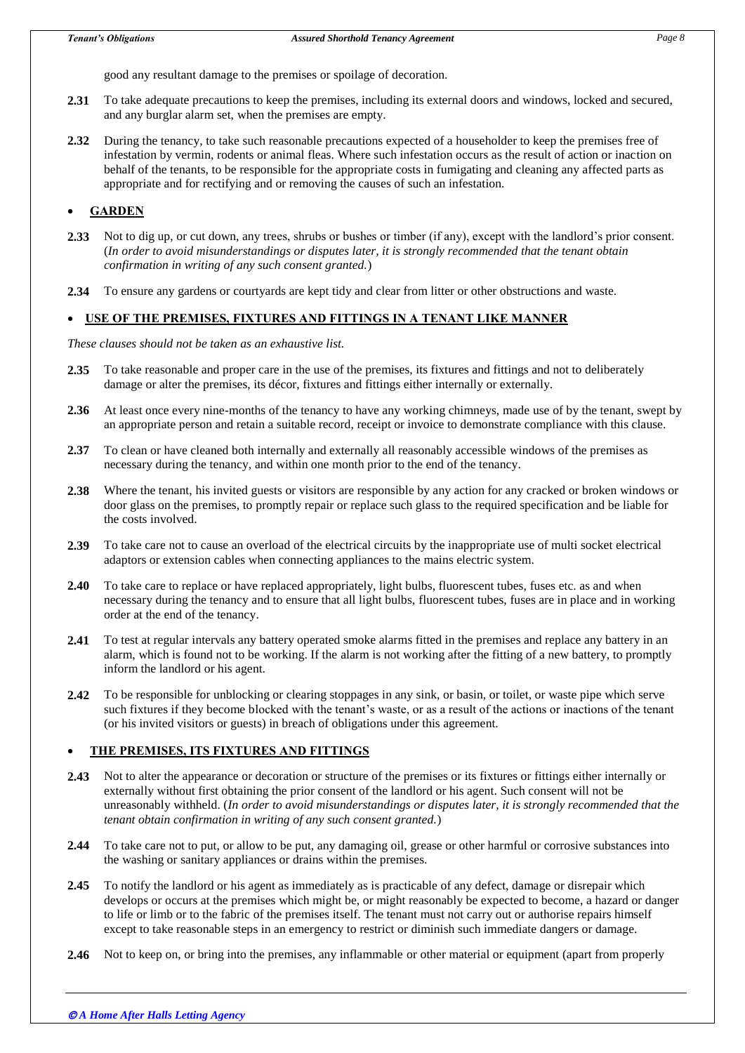good any resultant damage to the premises or spoilage of decoration.

**2.31** To take adequate precautions to keep the premises, including its external doors and windows, locked and secured, and any burglar alarm set, when the premises are empty.

**2.32** During the tenancy, to take such reasonable precautions expected of a householder to keep the premises free of infestation by vermin, rodents or animal fleas. Where such infestation occurs as the result of action or inaction on behalf of the tenants, to be responsible for the appropriate costs in fumigating and cleaning any affected parts as appropriate and for rectifying and or removing the causes of such an infestation.

- **GARDEN**

**2.33** Not to dig up, or cut down, any trees, shrubs or bushes or timber (if any), except with the landlord's prior consent. (*In order to avoid misunderstandings or disputes later, it is strongly recommended that the tenant obtain confirmation in writing of any such consent granted.*)

**2.34** To ensure any gardens or courtyards are kept tidy and clear from litter or other obstructions and waste.

- **USE OF THE PREMISES, FIXTURES AND FITTINGS IN A TENANT LIKE MANNER**

*These clauses should not be taken as an exhaustive list.*

**2.35** To take reasonable and proper care in the use of the premises, its fixtures and fittings and not to deliberately damage or alter the premises, its décor, fixtures and fittings either internally or externally.

**2.36** At least once every nine-months of the tenancy to have any working chimneys, made use of by the tenant, swept by an appropriate person and retain a suitable record, receipt or invoice to demonstrate compliance with this clause.

**2.37** To clean or have cleaned both internally and externally all reasonably accessible windows of the premises as necessary during the tenancy, and within one month prior to the end of the tenancy.

**2.38** Where the tenant, his invited guests or visitors are responsible by any action for any cracked or broken windows or door glass on the premises, to promptly repair or replace such glass to the required specification and be liable for the costs involved.

**2.39** To take care not to cause an overload of the electrical circuits by the inappropriate use of multi socket electrical adaptors or extension cables when connecting appliances to the mains electric system.

**2.40** To take care to replace or have replaced appropriately, light bulbs, fluorescent tubes, fuses etc. as and when necessary during the tenancy and to ensure that all light bulbs, fluorescent tubes, fuses are in place and in working order at the end of the tenancy.

**2.41** To test at regular intervals any battery operated smoke alarms fitted in the premises and replace any battery in an alarm, which is found not to be working. If the alarm is not working after the fitting of a new battery, to promptly inform the landlord or his agent.

**2.42** To be responsible for unblocking or clearing stoppages in any sink, or basin, or toilet, or waste pipe which serve such fixtures if they become blocked with the tenant's waste, or as a result of the actions or inactions of the tenant (or his invited visitors or guests) in breach of obligations under this agreement.

- **THE PREMISES, ITS FIXTURES AND FITTINGS**

**2.43** Not to alter the appearance or decoration or structure of the premises or its fixtures or fittings either internally or externally without first obtaining the prior consent of the landlord or his agent. Such consent will not be unreasonably withheld. (*In order to avoid misunderstandings or disputes later, it is strongly recommended that the tenant obtain confirmation in writing of any such consent granted.*)

**2.44** To take care not to put, or allow to be put, any damaging oil, grease or other harmful or corrosive substances into the washing or sanitary appliances or drains within the premises.

**2.45** To notify the landlord or his agent as immediately as is practicable of any defect, damage or disrepair which develops or occurs at the premises which might be, or might reasonably be expected to become, a hazard or danger to life or limb or to the fabric of the premises itself. The tenant must not carry out or authorise repairs himself except to take reasonable steps in an emergency to restrict or diminish such immediate dangers or damage.

**2.46** Not to keep on, or bring into the premises, any inflammable or other material or equipment (apart from properly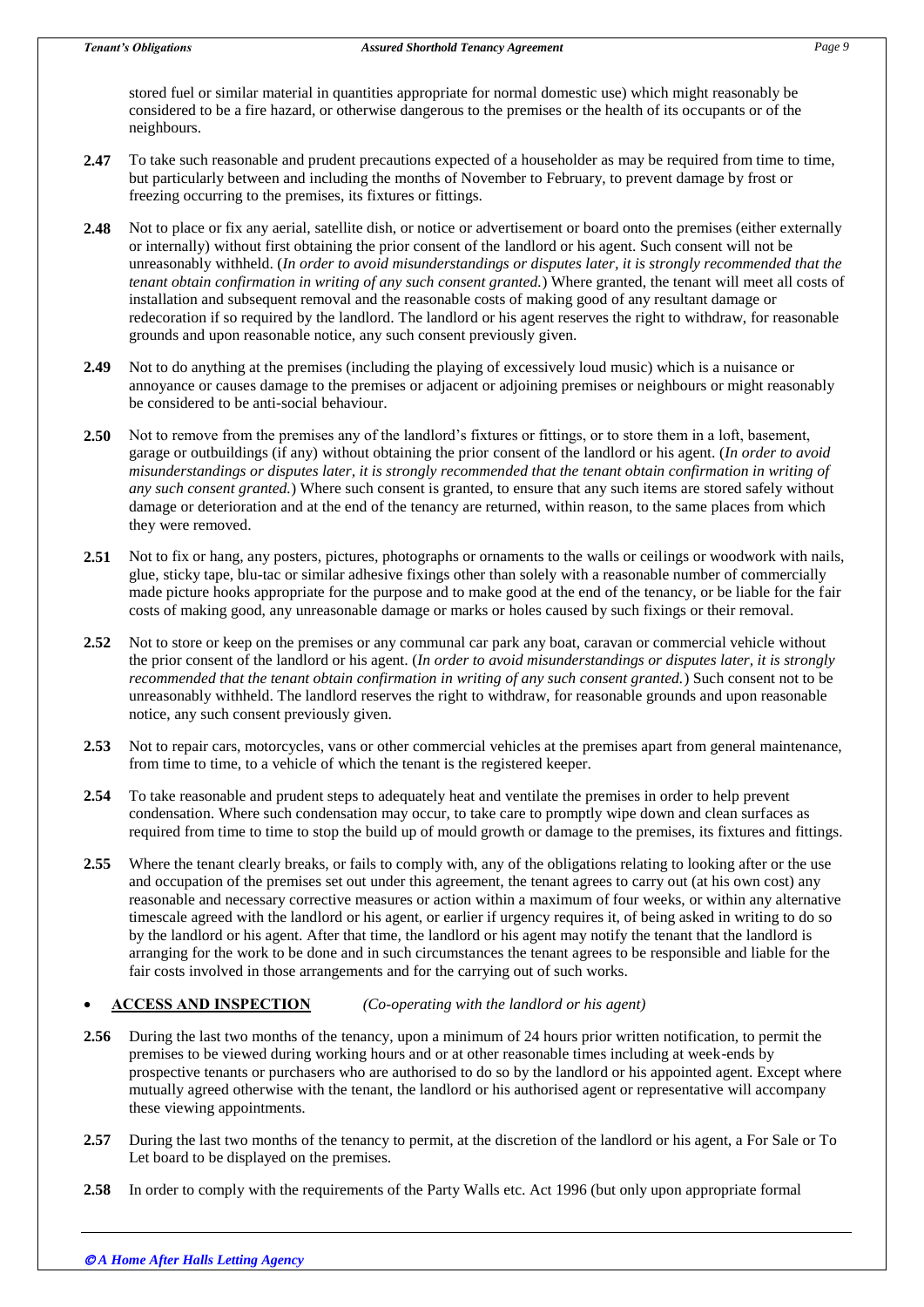stored fuel or similar material in quantities appropriate for normal domestic use) which might reasonably be considered to be a fire hazard, or otherwise dangerous to the premises or the health of its occupants or of the neighbours.

**2.47** To take such reasonable and prudent precautions expected of a householder as may be required from time to time, but particularly between and including the months of November to February, to prevent damage by frost or freezing occurring to the premises, its fixtures or fittings.

**2.48** Not to place or fix any aerial, satellite dish, or notice or advertisement or board onto the premises (either externally or internally) without first obtaining the prior consent of the landlord or his agent. Such consent will not be unreasonably withheld. (*In order to avoid misunderstandings or disputes later, it is strongly recommended that the tenant obtain confirmation in writing of any such consent granted.*) Where granted, the tenant will meet all costs of installation and subsequent removal and the reasonable costs of making good of any resultant damage or redecoration if so required by the landlord. The landlord or his agent reserves the right to withdraw, for reasonable grounds and upon reasonable notice, any such consent previously given.

**2.49** Not to do anything at the premises (including the playing of excessively loud music) which is a nuisance or annoyance or causes damage to the premises or adjacent or adjoining premises or neighbours or might reasonably be considered to be anti-social behaviour.

**2.50** Not to remove from the premises any of the landlord's fixtures or fittings, or to store them in a loft, basement, garage or outbuildings (if any) without obtaining the prior consent of the landlord or his agent. (*In order to avoid misunderstandings or disputes later, it is strongly recommended that the tenant obtain confirmation in writing of any such consent granted.*) Where such consent is granted, to ensure that any such items are stored safely without damage or deterioration and at the end of the tenancy are returned, within reason, to the same places from which they were removed.

**2.51** Not to fix or hang, any posters, pictures, photographs or ornaments to the walls or ceilings or woodwork with nails, glue, sticky tape, blu-tac or similar adhesive fixings other than solely with a reasonable number of commercially made picture hooks appropriate for the purpose and to make good at the end of the tenancy, or be liable for the fair costs of making good, any unreasonable damage or marks or holes caused by such fixings or their removal.

**2.52** Not to store or keep on the premises or any communal car park any boat, caravan or commercial vehicle without the prior consent of the landlord or his agent. (*In order to avoid misunderstandings or disputes later, it is strongly recommended that the tenant obtain confirmation in writing of any such consent granted.*) Such consent not to be unreasonably withheld. The landlord reserves the right to withdraw, for reasonable grounds and upon reasonable notice, any such consent previously given.

**2.53** Not to repair cars, motorcycles, vans or other commercial vehicles at the premises apart from general maintenance, from time to time, to a vehicle of which the tenant is the registered keeper.

**2.54** To take reasonable and prudent steps to adequately heat and ventilate the premises in order to help prevent condensation. Where such condensation may occur, to take care to promptly wipe down and clean surfaces as required from time to time to stop the build up of mould growth or damage to the premises, its fixtures and fittings.

**2.55** Where the tenant clearly breaks, or fails to comply with, any of the obligations relating to looking after or the use and occupation of the premises set out under this agreement, the tenant agrees to carry out (at his own cost) any reasonable and necessary corrective measures or action within a maximum of four weeks, or within any alternative timescale agreed with the landlord or his agent, or earlier if urgency requires it, of being asked in writing to do so by the landlord or his agent. After that time, the landlord or his agent may notify the tenant that the landlord is arranging for the work to be done and in such circumstances the tenant agrees to be responsible and liable for the fair costs involved in those arrangements and for the carrying out of such works.

- **ACCESS AND INSPECTION** *(Co-operating with the landlord or his agent)*

**2.56** During the last two months of the tenancy, upon a minimum of 24 hours prior written notification, to permit the premises to be viewed during working hours and or at other reasonable times including at week-ends by prospective tenants or purchasers who are authorised to do so by the landlord or his appointed agent. Except where mutually agreed otherwise with the tenant, the landlord or his authorised agent or representative will accompany these viewing appointments.

**2.57** During the last two months of the tenancy to permit, at the discretion of the landlord or his agent, a For Sale or To Let board to be displayed on the premises.

**2.58** In order to comply with the requirements of the Party Walls etc. Act 1996 (but only upon appropriate formal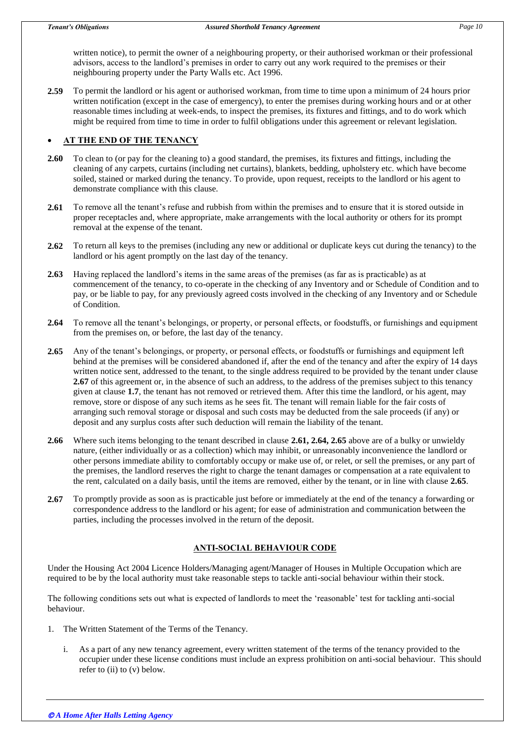written notice), to permit the owner of a neighbouring property, or their authorised workman or their professional advisors, access to the landlord's premises in order to carry out any work required to the premises or their neighbouring property under the Party Walls etc. Act 1996.

**2.59** To permit the landlord or his agent or authorised workman, from time to time upon a minimum of 24 hours prior written notification (except in the case of emergency), to enter the premises during working hours and or at other reasonable times including at week-ends, to inspect the premises, its fixtures and fittings, and to do work which might be required from time to time in order to fulfil obligations under this agreement or relevant legislation.

- **AT THE END OF THE TENANCY**

**2.60** To clean to (or pay for the cleaning to) a good standard, the premises, its fixtures and fittings, including the cleaning of any carpets, curtains (including net curtains), blankets, bedding, upholstery etc. which have become soiled, stained or marked during the tenancy. To provide, upon request, receipts to the landlord or his agent to demonstrate compliance with this clause.

**2.61** To remove all the tenant's refuse and rubbish from within the premises and to ensure that it is stored outside in proper receptacles and, where appropriate, make arrangements with the local authority or others for its prompt removal at the expense of the tenant.

**2.62** To return all keys to the premises (including any new or additional or duplicate keys cut during the tenancy) to the landlord or his agent promptly on the last day of the tenancy.

**2.63** Having replaced the landlord's items in the same areas of the premises (as far as is practicable) as at commencement of the tenancy, to co-operate in the checking of any Inventory and or Schedule of Condition and to pay, or be liable to pay, for any previously agreed costs involved in the checking of any Inventory and or Schedule of Condition.

**2.64** To remove all the tenant's belongings, or property, or personal effects, or foodstuffs, or furnishings and equipment from the premises on, or before, the last day of the tenancy.

**2.65** Any of the tenant's belongings, or property, or personal effects, or foodstuffs or furnishings and equipment left behind at the premises will be considered abandoned if, after the end of the tenancy and after the expiry of 14 days written notice sent, addressed to the tenant, to the single address required to be provided by the tenant under clause **2.67** of this agreement or, in the absence of such an address, to the address of the premises subject to this tenancy given at clause **1.7**, the tenant has not removed or retrieved them. After this time the landlord, or his agent, may remove, store or dispose of any such items as he sees fit. The tenant will remain liable for the fair costs of arranging such removal storage or disposal and such costs may be deducted from the sale proceeds (if any) or deposit and any surplus costs after such deduction will remain the liability of the tenant.

**2.66** Where such items belonging to the tenant described in clause **2.61, 2.64, 2.65** above are of a bulky or unwieldy nature, (either individually or as a collection) which may inhibit, or unreasonably inconvenience the landlord or other persons immediate ability to comfortably occupy or make use of, or relet, or sell the premises, or any part of the premises, the landlord reserves the right to charge the tenant damages or compensation at a rate equivalent to the rent, calculated on a daily basis, until the items are removed, either by the tenant, or in line with clause **2.65**.

**2.67** To promptly provide as soon as is practicable just before or immediately at the end of the tenancy a forwarding or correspondence address to the landlord or his agent; for ease of administration and communication between the parties, including the processes involved in the return of the deposit.

## ANTI-SOCIAL BEHAVIOUR CODE

Under the Housing Act 2004 Licence Holders/Managing agent/Manager of Houses in Multiple Occupation which are required to be by the local authority must take reasonable steps to tackle anti-social behaviour within their stock.

The following conditions sets out what is expected of landlords to meet the 'reasonable' test for tackling anti-social behaviour.

1. The Written Statement of the Terms of the Tenancy.

   i. As a part of any new tenancy agreement, every written statement of the terms of the tenancy provided to the occupier under these license conditions must include an express prohibition on anti-social behaviour. This should refer to (ii) to (v) below.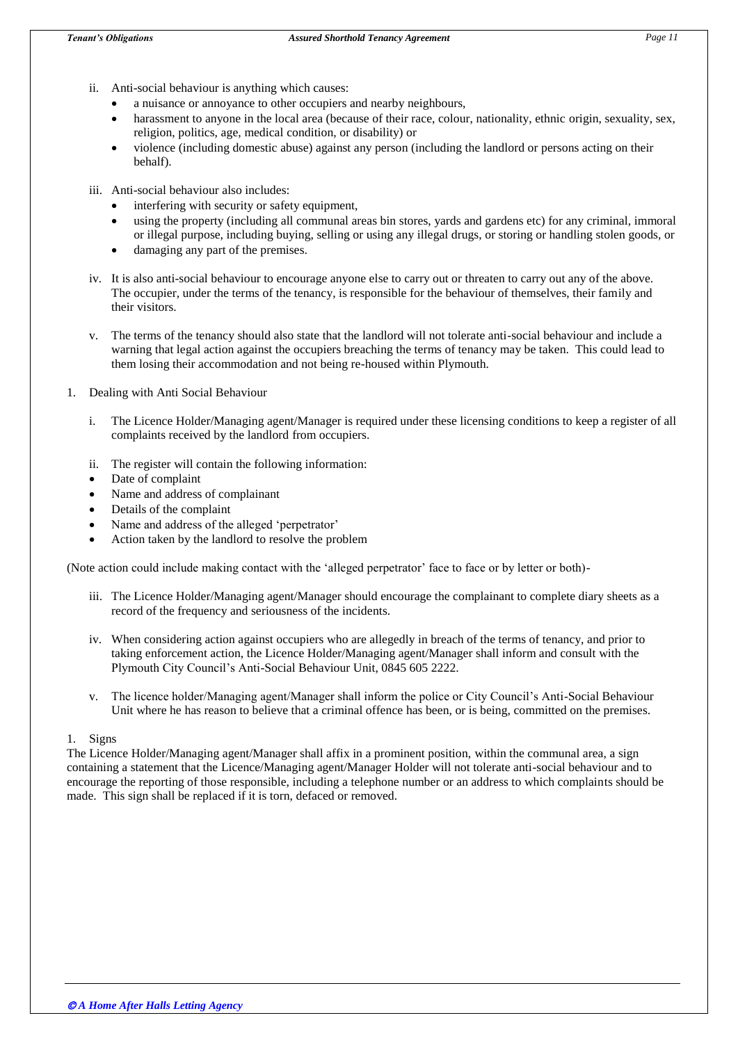ii. Anti-social behaviour is anything which causes:
   - a nuisance or annoyance to other occupiers and nearby neighbours,
   - harassment to anyone in the local area (because of their race, colour, nationality, ethnic origin, sexuality, sex, religion, politics, age, medical condition, or disability) or
   - violence (including domestic abuse) against any person (including the landlord or persons acting on their behalf).

iii. Anti-social behaviour also includes:
   - interfering with security or safety equipment,
   - using the property (including all communal areas bin stores, yards and gardens etc) for any criminal, immoral or illegal purpose, including buying, selling or using any illegal drugs, or storing or handling stolen goods, or
   - damaging any part of the premises.

iv. It is also anti-social behaviour to encourage anyone else to carry out or threaten to carry out any of the above. The occupier, under the terms of the tenancy, is responsible for the behaviour of themselves, their family and their visitors.

v. The terms of the tenancy should also state that the landlord will not tolerate anti-social behaviour and include a warning that legal action against the occupiers breaching the terms of tenancy may be taken. This could lead to them losing their accommodation and not being re-housed within Plymouth.

1. Dealing with Anti Social Behaviour

i. The Licence Holder/Managing agent/Manager is required under these licensing conditions to keep a register of all complaints received by the landlord from occupiers.

ii. The register will contain the following information:

- Date of complaint
- Name and address of complainant
- Details of the complaint
- Name and address of the alleged 'perpetrator'
- Action taken by the landlord to resolve the problem

(Note action could include making contact with the 'alleged perpetrator' face to face or by letter or both)-

iii. The Licence Holder/Managing agent/Manager should encourage the complainant to complete diary sheets as a record of the frequency and seriousness of the incidents.

iv. When considering action against occupiers who are allegedly in breach of the terms of tenancy, and prior to taking enforcement action, the Licence Holder/Managing agent/Manager shall inform and consult with the Plymouth City Council's Anti-Social Behaviour Unit, 0845 605 2222.

v. The licence holder/Managing agent/Manager shall inform the police or City Council's Anti-Social Behaviour Unit where he has reason to believe that a criminal offence has been, or is being, committed on the premises.

1. Signs

The Licence Holder/Managing agent/Manager shall affix in a prominent position, within the communal area, a sign containing a statement that the Licence/Managing agent/Manager Holder will not tolerate anti-social behaviour and to encourage the reporting of those responsible, including a telephone number or an address to which complaints should be made. This sign shall be replaced if it is torn, defaced or removed.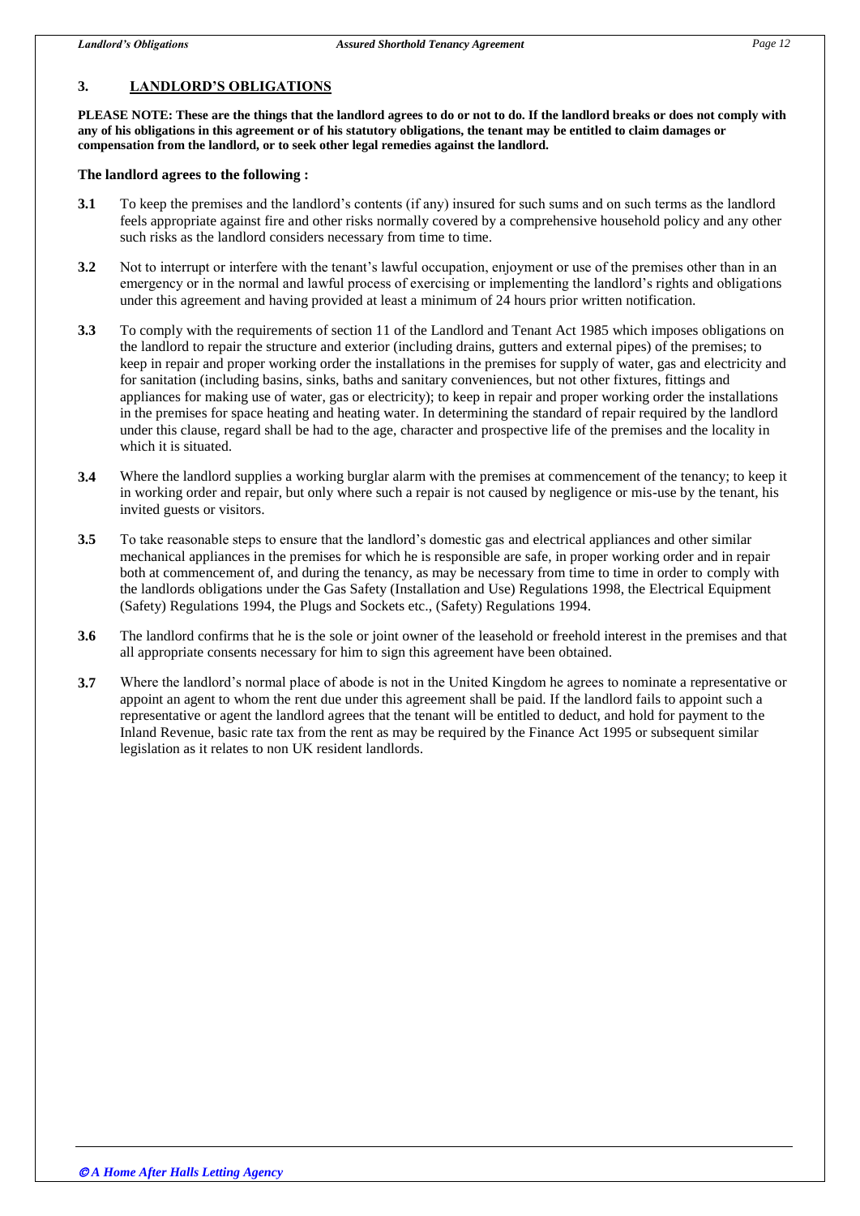## 3. LANDLORD'S OBLIGATIONS

**PLEASE NOTE: These are the things that the landlord agrees to do or not to do. If the landlord breaks or does not comply with any of his obligations in this agreement or of his statutory obligations, the tenant may be entitled to claim damages or compensation from the landlord, or to seek other legal remedies against the landlord.**

**The landlord agrees to the following :**

**3.1** To keep the premises and the landlord's contents (if any) insured for such sums and on such terms as the landlord feels appropriate against fire and other risks normally covered by a comprehensive household policy and any other such risks as the landlord considers necessary from time to time.

**3.2** Not to interrupt or interfere with the tenant's lawful occupation, enjoyment or use of the premises other than in an emergency or in the normal and lawful process of exercising or implementing the landlord's rights and obligations under this agreement and having provided at least a minimum of 24 hours prior written notification.

**3.3** To comply with the requirements of section 11 of the Landlord and Tenant Act 1985 which imposes obligations on the landlord to repair the structure and exterior (including drains, gutters and external pipes) of the premises; to keep in repair and proper working order the installations in the premises for supply of water, gas and electricity and for sanitation (including basins, sinks, baths and sanitary conveniences, but not other fixtures, fittings and appliances for making use of water, gas or electricity); to keep in repair and proper working order the installations in the premises for space heating and heating water. In determining the standard of repair required by the landlord under this clause, regard shall be had to the age, character and prospective life of the premises and the locality in which it is situated.

**3.4** Where the landlord supplies a working burglar alarm with the premises at commencement of the tenancy; to keep it in working order and repair, but only where such a repair is not caused by negligence or mis-use by the tenant, his invited guests or visitors.

**3.5** To take reasonable steps to ensure that the landlord's domestic gas and electrical appliances and other similar mechanical appliances in the premises for which he is responsible are safe, in proper working order and in repair both at commencement of, and during the tenancy, as may be necessary from time to time in order to comply with the landlords obligations under the Gas Safety (Installation and Use) Regulations 1998, the Electrical Equipment (Safety) Regulations 1994, the Plugs and Sockets etc., (Safety) Regulations 1994.

**3.6** The landlord confirms that he is the sole or joint owner of the leasehold or freehold interest in the premises and that all appropriate consents necessary for him to sign this agreement have been obtained.

**3.7** Where the landlord's normal place of abode is not in the United Kingdom he agrees to nominate a representative or appoint an agent to whom the rent due under this agreement shall be paid. If the landlord fails to appoint such a representative or agent the landlord agrees that the tenant will be entitled to deduct, and hold for payment to the Inland Revenue, basic rate tax from the rent as may be required by the Finance Act 1995 or subsequent similar legislation as it relates to non UK resident landlords.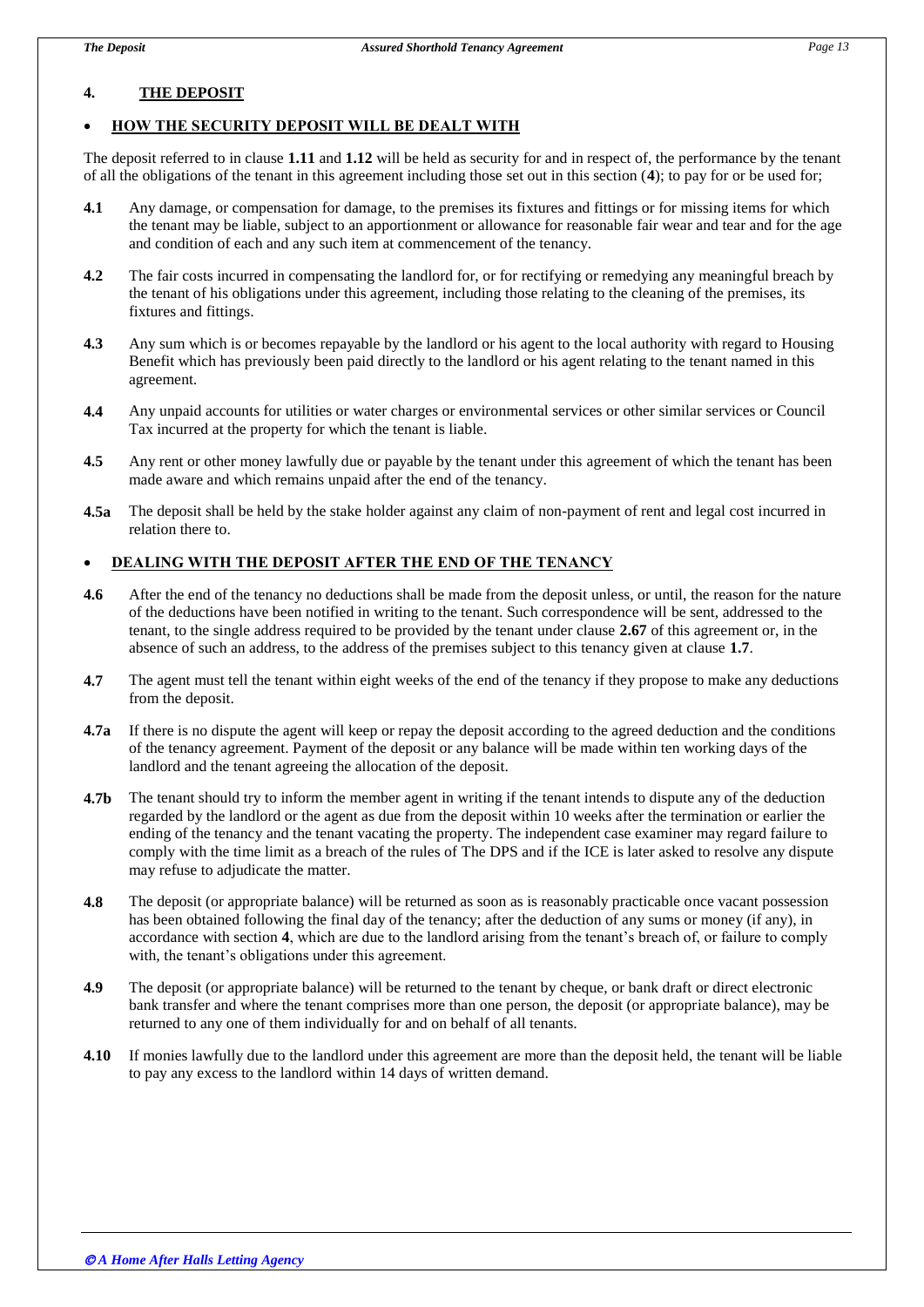## 4. THE DEPOSIT

- **HOW THE SECURITY DEPOSIT WILL BE DEALT WITH**

The deposit referred to in clause **1.11** and **1.12** will be held as security for and in respect of, the performance by the tenant of all the obligations of the tenant in this agreement including those set out in this section (**4**); to pay for or be used for;

**4.1** Any damage, or compensation for damage, to the premises its fixtures and fittings or for missing items for which the tenant may be liable, subject to an apportionment or allowance for reasonable fair wear and tear and for the age and condition of each and any such item at commencement of the tenancy.

**4.2** The fair costs incurred in compensating the landlord for, or for rectifying or remedying any meaningful breach by the tenant of his obligations under this agreement, including those relating to the cleaning of the premises, its fixtures and fittings.

**4.3** Any sum which is or becomes repayable by the landlord or his agent to the local authority with regard to Housing Benefit which has previously been paid directly to the landlord or his agent relating to the tenant named in this agreement.

**4.4** Any unpaid accounts for utilities or water charges or environmental services or other similar services or Council Tax incurred at the property for which the tenant is liable.

**4.5** Any rent or other money lawfully due or payable by the tenant under this agreement of which the tenant has been made aware and which remains unpaid after the end of the tenancy.

**4.5a** The deposit shall be held by the stake holder against any claim of non-payment of rent and legal cost incurred in relation there to.

- **DEALING WITH THE DEPOSIT AFTER THE END OF THE TENANCY**

**4.6** After the end of the tenancy no deductions shall be made from the deposit unless, or until, the reason for the nature of the deductions have been notified in writing to the tenant. Such correspondence will be sent, addressed to the tenant, to the single address required to be provided by the tenant under clause **2.67** of this agreement or, in the absence of such an address, to the address of the premises subject to this tenancy given at clause **1.7**.

**4.7** The agent must tell the tenant within eight weeks of the end of the tenancy if they propose to make any deductions from the deposit.

**4.7a** If there is no dispute the agent will keep or repay the deposit according to the agreed deduction and the conditions of the tenancy agreement. Payment of the deposit or any balance will be made within ten working days of the landlord and the tenant agreeing the allocation of the deposit.

**4.7b** The tenant should try to inform the member agent in writing if the tenant intends to dispute any of the deduction regarded by the landlord or the agent as due from the deposit within 10 weeks after the termination or earlier the ending of the tenancy and the tenant vacating the property. The independent case examiner may regard failure to comply with the time limit as a breach of the rules of The DPS and if the ICE is later asked to resolve any dispute may refuse to adjudicate the matter.

**4.8** The deposit (or appropriate balance) will be returned as soon as is reasonably practicable once vacant possession has been obtained following the final day of the tenancy; after the deduction of any sums or money (if any), in accordance with section **4**, which are due to the landlord arising from the tenant's breach of, or failure to comply with, the tenant's obligations under this agreement.

**4.9** The deposit (or appropriate balance) will be returned to the tenant by cheque, or bank draft or direct electronic bank transfer and where the tenant comprises more than one person, the deposit (or appropriate balance), may be returned to any one of them individually for and on behalf of all tenants.

**4.10** If monies lawfully due to the landlord under this agreement are more than the deposit held, the tenant will be liable to pay any excess to the landlord within 14 days of written demand.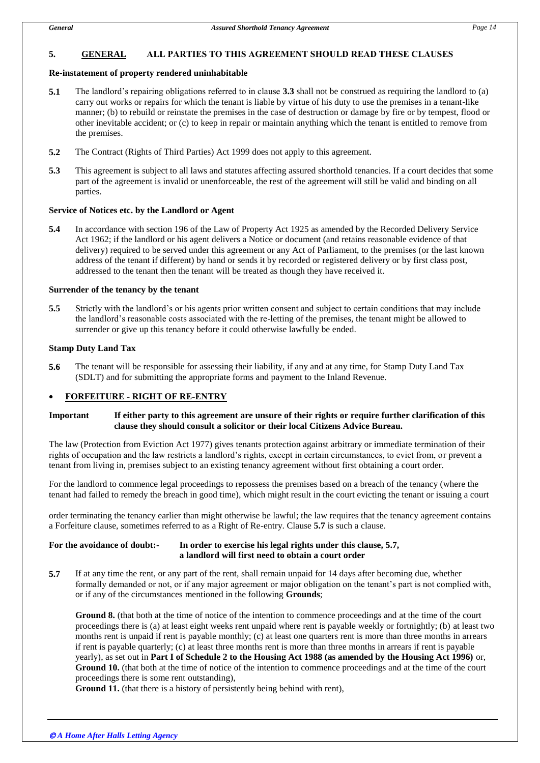## 5. <u>GENERAL</u> ALL PARTIES TO THIS AGREEMENT SHOULD READ THESE CLAUSES

**Re-instatement of property rendered uninhabitable**

**5.1** The landlord's repairing obligations referred to in clause **3.3** shall not be construed as requiring the landlord to (a) carry out works or repairs for which the tenant is liable by virtue of his duty to use the premises in a tenant-like manner; (b) to rebuild or reinstate the premises in the case of destruction or damage by fire or by tempest, flood or other inevitable accident; or (c) to keep in repair or maintain anything which the tenant is entitled to remove from the premises.

**5.2** The Contract (Rights of Third Parties) Act 1999 does not apply to this agreement.

**5.3** This agreement is subject to all laws and statutes affecting assured shorthold tenancies. If a court decides that some part of the agreement is invalid or unenforceable, the rest of the agreement will still be valid and binding on all parties.

**Service of Notices etc. by the Landlord or Agent**

**5.4** In accordance with section 196 of the Law of Property Act 1925 as amended by the Recorded Delivery Service Act 1962; if the landlord or his agent delivers a Notice or document (and retains reasonable evidence of that delivery) required to be served under this agreement or any Act of Parliament, to the premises (or the last known address of the tenant if different) by hand or sends it by recorded or registered delivery or by first class post, addressed to the tenant then the tenant will be treated as though they have received it.

**Surrender of the tenancy by the tenant**

**5.5** Strictly with the landlord's or his agents prior written consent and subject to certain conditions that may include the landlord's reasonable costs associated with the re-letting of the premises, the tenant might be allowed to surrender or give up this tenancy before it could otherwise lawfully be ended.

**Stamp Duty Land Tax**

**5.6** The tenant will be responsible for assessing their liability, if any and at any time, for Stamp Duty Land Tax (SDLT) and for submitting the appropriate forms and payment to the Inland Revenue.

- **<u>FORFEITURE - RIGHT OF RE-ENTRY</u>**

**Important** **If either party to this agreement are unsure of their rights or require further clarification of this clause they should consult a solicitor or their local Citizens Advice Bureau.**

The law (Protection from Eviction Act 1977) gives tenants protection against arbitrary or immediate termination of their rights of occupation and the law restricts a landlord's rights, except in certain circumstances, to evict from, or prevent a tenant from living in, premises subject to an existing tenancy agreement without first obtaining a court order.

For the landlord to commence legal proceedings to repossess the premises based on a breach of the tenancy (where the tenant had failed to remedy the breach in good time), which might result in the court evicting the tenant or issuing a court order terminating the tenancy earlier than might otherwise be lawful; the law requires that the tenancy agreement contains a Forfeiture clause, sometimes referred to as a Right of Re-entry. Clause **5.7** is such a clause.

**For the avoidance of doubt:-** **In order to exercise his legal rights under this clause, 5.7, a landlord will first need to obtain a court order**

**5.7** If at any time the rent, or any part of the rent, shall remain unpaid for 14 days after becoming due, whether formally demanded or not, or if any major agreement or major obligation on the tenant's part is not complied with, or if any of the circumstances mentioned in the following **Grounds**;

**Ground 8.** (that both at the time of notice of the intention to commence proceedings and at the time of the court proceedings there is (a) at least eight weeks rent unpaid where rent is payable weekly or fortnightly; (b) at least two months rent is unpaid if rent is payable monthly; (c) at least one quarters rent is more than three months in arrears if rent is payable quarterly; (c) at least three months rent is more than three months in arrears if rent is payable yearly), as set out in **Part I of Schedule 2 to the Housing Act 1988 (as amended by the Housing Act 1996)** or,
**Ground 10.** (that both at the time of notice of the intention to commence proceedings and at the time of the court proceedings there is some rent outstanding),
**Ground 11.** (that there is a history of persistently being behind with rent),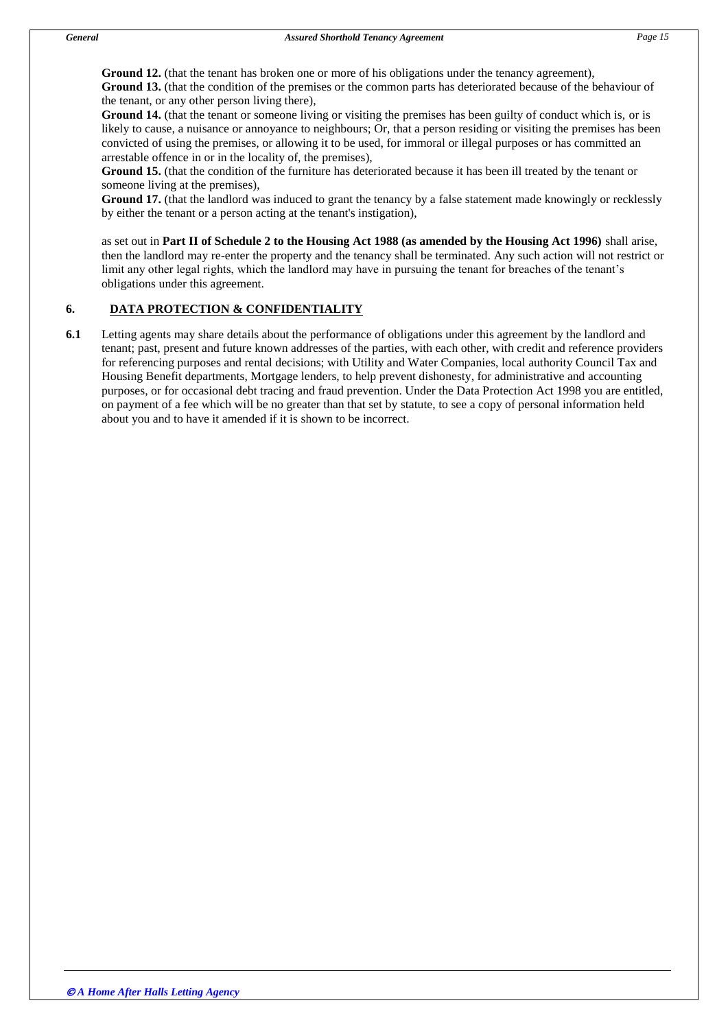**Ground 12.** (that the tenant has broken one or more of his obligations under the tenancy agreement),
**Ground 13.** (that the condition of the premises or the common parts has deteriorated because of the behaviour of the tenant, or any other person living there),
**Ground 14.** (that the tenant or someone living or visiting the premises has been guilty of conduct which is, or is likely to cause, a nuisance or annoyance to neighbours; Or, that a person residing or visiting the premises has been convicted of using the premises, or allowing it to be used, for immoral or illegal purposes or has committed an arrestable offence in or in the locality of, the premises),
**Ground 15.** (that the condition of the furniture has deteriorated because it has been ill treated by the tenant or someone living at the premises),
**Ground 17.** (that the landlord was induced to grant the tenancy by a false statement made knowingly or recklessly by either the tenant or a person acting at the tenant's instigation),

as set out in **Part II of Schedule 2 to the Housing Act 1988 (as amended by the Housing Act 1996)** shall arise, then the landlord may re-enter the property and the tenancy shall be terminated. Any such action will not restrict or limit any other legal rights, which the landlord may have in pursuing the tenant for breaches of the tenant's obligations under this agreement.

## 6. DATA PROTECTION & CONFIDENTIALITY

**6.1** Letting agents may share details about the performance of obligations under this agreement by the landlord and tenant; past, present and future known addresses of the parties, with each other, with credit and reference providers for referencing purposes and rental decisions; with Utility and Water Companies, local authority Council Tax and Housing Benefit departments, Mortgage lenders, to help prevent dishonesty, for administrative and accounting purposes, or for occasional debt tracing and fraud prevention. Under the Data Protection Act 1998 you are entitled, on payment of a fee which will be no greater than that set by statute, to see a copy of personal information held about you and to have it amended if it is shown to be incorrect.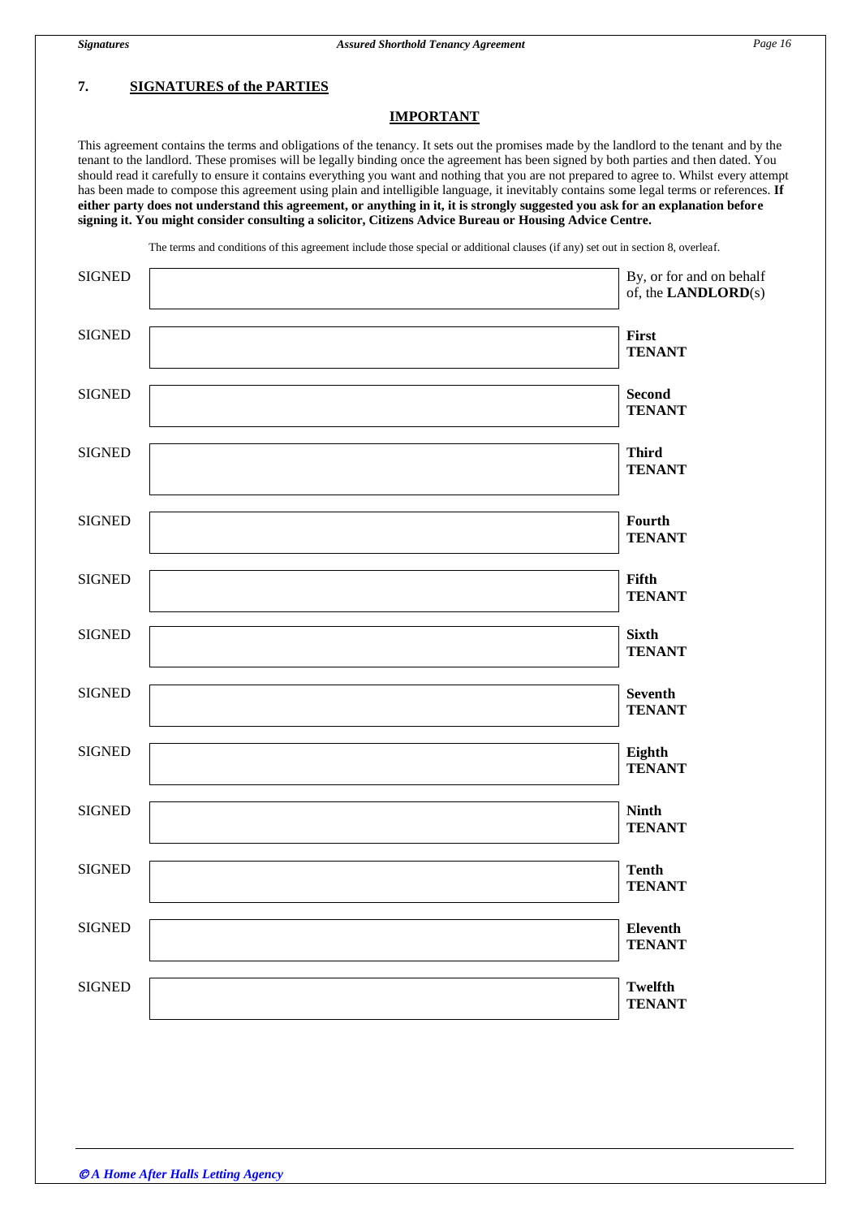## 7. SIGNATURES of the PARTIES

**IMPORTANT**

This agreement contains the terms and obligations of the tenancy. It sets out the promises made by the landlord to the tenant and by the tenant to the landlord. These promises will be legally binding once the agreement has been signed by both parties and then dated. You should read it carefully to ensure it contains everything you want and nothing that you are not prepared to agree to. Whilst every attempt has been made to compose this agreement using plain and intelligible language, it inevitably contains some legal terms or references. **If either party does not understand this agreement, or anything in it, it is strongly suggested you ask for an explanation before signing it. You might consider consulting a solicitor, Citizens Advice Bureau or Housing Advice Centre.**

The terms and conditions of this agreement include those special or additional clauses (if any) set out in section 8, overleaf.

| | | |
|---|---|---|
| SIGNED | | By, or for and on behalf of, the **LANDLORD**(s) |
| SIGNED | | **First TENANT** |
| SIGNED | | **Second TENANT** |
| SIGNED | | **Third TENANT** |
| SIGNED | | **Fourth TENANT** |
| SIGNED | | **Fifth TENANT** |
| SIGNED | | **Sixth TENANT** |
| SIGNED | | **Seventh TENANT** |
| SIGNED | | **Eighth TENANT** |
| SIGNED | | **Ninth TENANT** |
| SIGNED | | **Tenth TENANT** |
| SIGNED | | **Eleventh TENANT** |
| SIGNED | | **Twelfth TENANT** |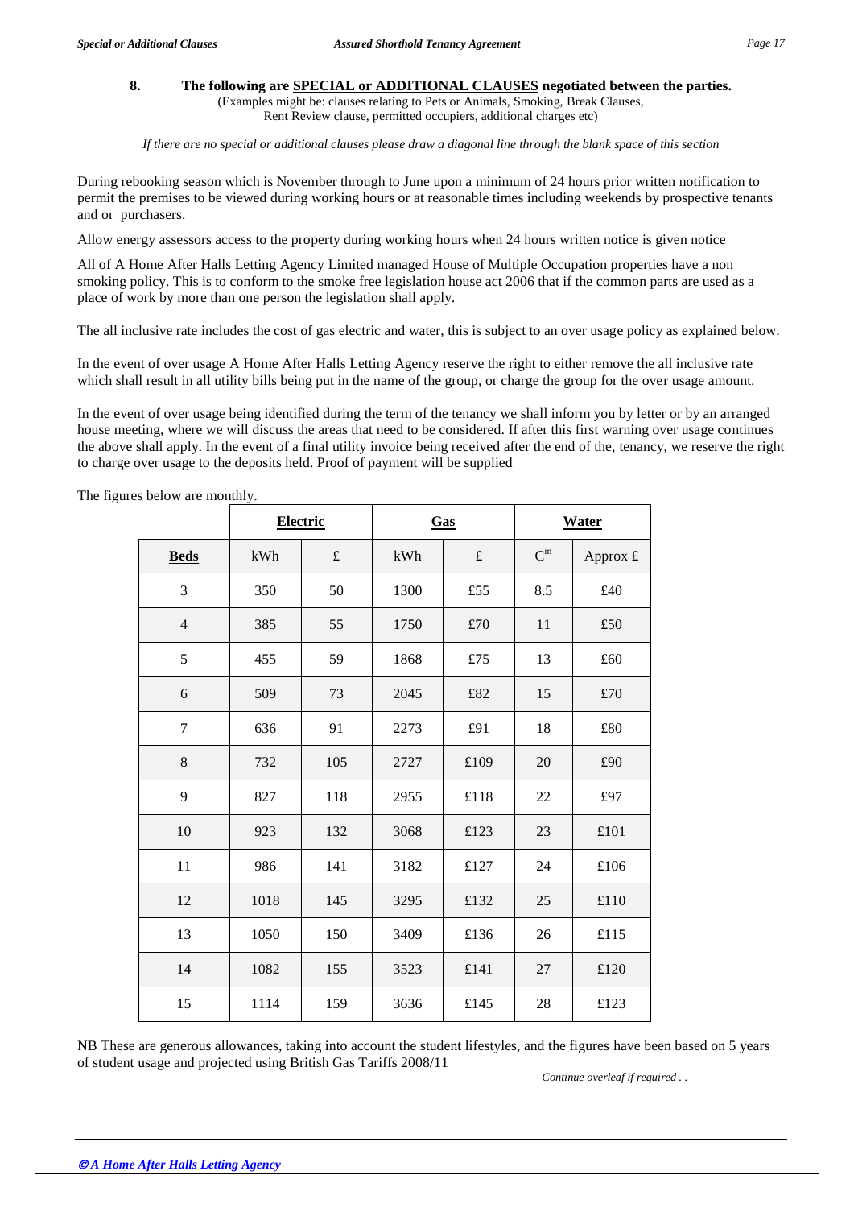**8. The following are <u>SPECIAL or ADDITIONAL CLAUSES</u> negotiated between the parties.**
(Examples might be: clauses relating to Pets or Animals, Smoking, Break Clauses, Rent Review clause, permitted occupiers, additional charges etc)

*If there are no special or additional clauses please draw a diagonal line through the blank space of this section*

During rebooking season which is November through to June upon a minimum of 24 hours prior written notification to permit the premises to be viewed during working hours or at reasonable times including weekends by prospective tenants and or purchasers.

Allow energy assessors access to the property during working hours when 24 hours written notice is given notice

All of A Home After Halls Letting Agency Limited managed House of Multiple Occupation properties have a non smoking policy. This is to conform to the smoke free legislation house act 2006 that if the common parts are used as a place of work by more than one person the legislation shall apply.

The all inclusive rate includes the cost of gas electric and water, this is subject to an over usage policy as explained below.

In the event of over usage A Home After Halls Letting Agency reserve the right to either remove the all inclusive rate which shall result in all utility bills being put in the name of the group, or charge the group for the over usage amount.

In the event of over usage being identified during the term of the tenancy we shall inform you by letter or by an arranged house meeting, where we will discuss the areas that need to be considered. If after this first warning over usage continues the above shall apply. In the event of a final utility invoice being received after the end of the, tenancy, we reserve the right to charge over usage to the deposits held. Proof of payment will be supplied

The figures below are monthly.

| | **Electric** | | **Gas** | | **Water** | |
|---|---|---|---|---|---|---|
| **Beds** | kWh | £ | kWh | £ | $C^m$ | Approx £ |
| 3 | 350 | 50 | 1300 | £55 | 8.5 | £40 |
| 4 | 385 | 55 | 1750 | £70 | 11 | £50 |
| 5 | 455 | 59 | 1868 | £75 | 13 | £60 |
| 6 | 509 | 73 | 2045 | £82 | 15 | £70 |
| 7 | 636 | 91 | 2273 | £91 | 18 | £80 |
| 8 | 732 | 105 | 2727 | £109 | 20 | £90 |
| 9 | 827 | 118 | 2955 | £118 | 22 | £97 |
| 10 | 923 | 132 | 3068 | £123 | 23 | £101 |
| 11 | 986 | 141 | 3182 | £127 | 24 | £106 |
| 12 | 1018 | 145 | 3295 | £132 | 25 | £110 |
| 13 | 1050 | 150 | 3409 | £136 | 26 | £115 |
| 14 | 1082 | 155 | 3523 | £141 | 27 | £120 |
| 15 | 1114 | 159 | 3636 | £145 | 28 | £123 |

NB These are generous allowances, taking into account the student lifestyles, and the figures have been based on 5 years of student usage and projected using British Gas Tariffs 2008/11

*Continue overleaf if required . .*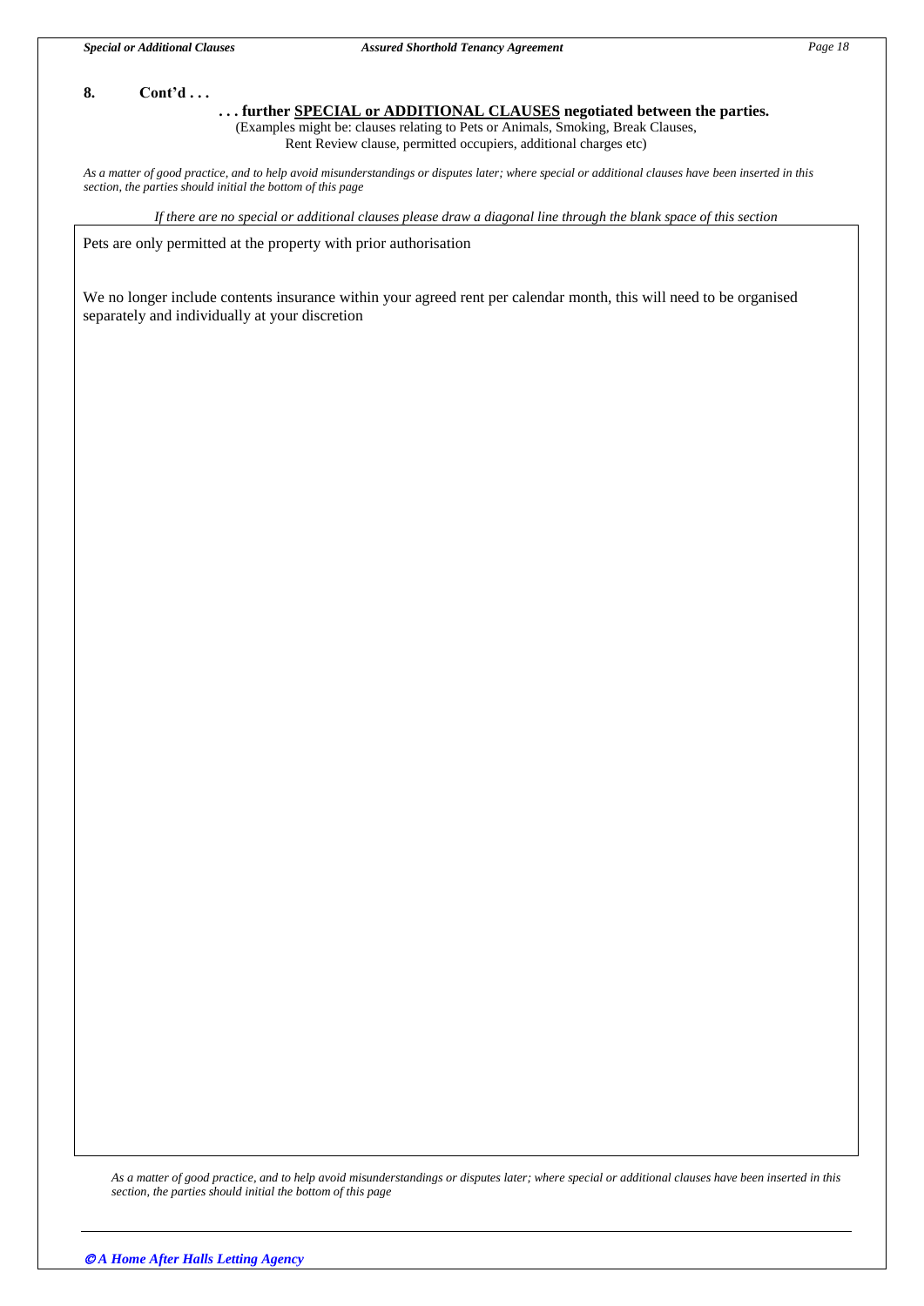**8. Cont'd . . .**

**. . . further <u>SPECIAL or ADDITIONAL CLAUSES</u> negotiated between the parties.**

(Examples might be: clauses relating to Pets or Animals, Smoking, Break Clauses, Rent Review clause, permitted occupiers, additional charges etc)

*As a matter of good practice, and to help avoid misunderstandings or disputes later; where special or additional clauses have been inserted in this section, the parties should initial the bottom of this page*

*If there are no special or additional clauses please draw a diagonal line through the blank space of this section*

Pets are only permitted at the property with prior authorisation

We no longer include contents insurance within your agreed rent per calendar month, this will need to be organised separately and individually at your discretion

*As a matter of good practice, and to help avoid misunderstandings or disputes later; where special or additional clauses have been inserted in this section, the parties should initial the bottom of this page*

***© A Home After Halls Letting Agency***